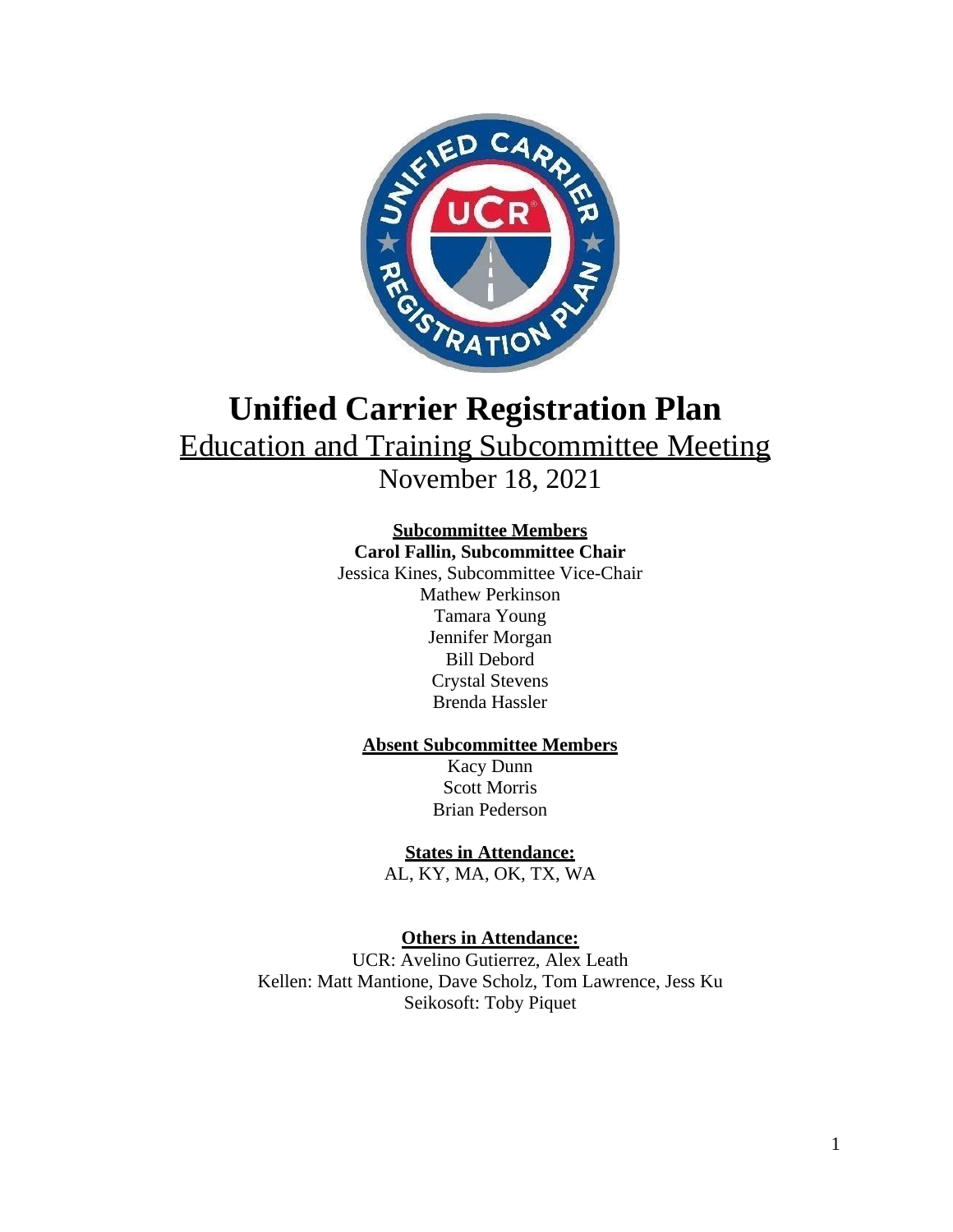# Unified Carrier Registration Plan

## Education and Training Subcommittee Meeting

November 18, 2021

**Subcommittee Members**

**Carol Fallin, Subcommittee Chair**

Jessica Kines, Subcommittee Vice-Chair

Mathew Perkinson

Tamara Young

Jennifer Morgan

Bill Debord

Crystal Stevens

Brenda Hassler

**Absent Subcommittee Members**

Kacy Dunn

Scott Morris

Brian Pederson

**States in Attendance:**

AL, KY, MA, OK, TX, WA

**Others in Attendance:**

UCR: Avelino Gutierrez, Alex Leath

Kellen: Matt Mantione, Dave Scholz, Tom Lawrence, Jess Ku

Seikosoft: Toby Piquet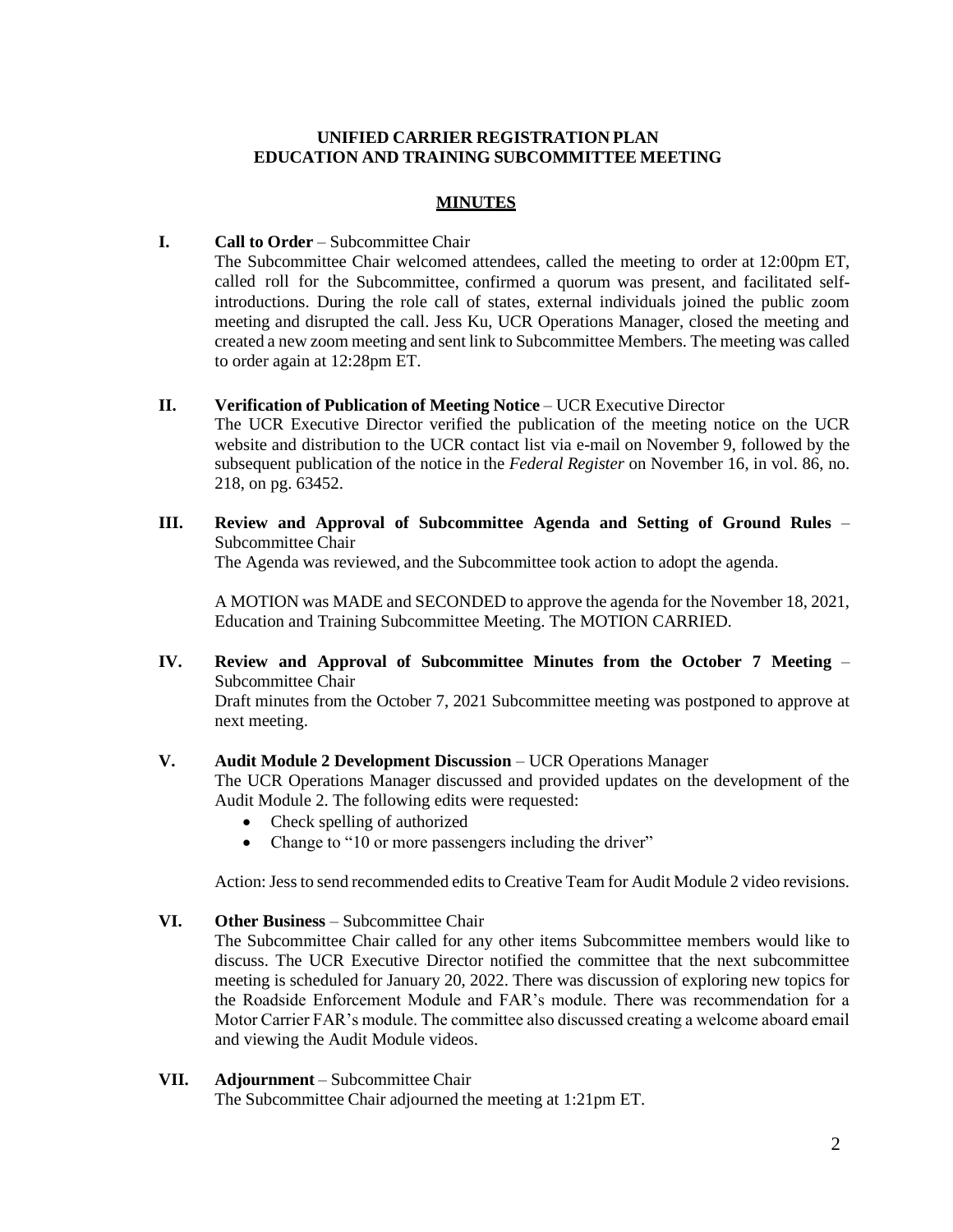**UNIFIED CARRIER REGISTRATION PLAN**
**EDUCATION AND TRAINING SUBCOMMITTEE MEETING**

**MINUTES**

**I. Call to Order** – Subcommittee Chair

The Subcommittee Chair welcomed attendees, called the meeting to order at 12:00pm ET, called roll for the Subcommittee, confirmed a quorum was present, and facilitated self-introductions. During the role call of states, external individuals joined the public zoom meeting and disrupted the call. Jess Ku, UCR Operations Manager, closed the meeting and created a new zoom meeting and sent link to Subcommittee Members. The meeting was called to order again at 12:28pm ET.

**II. Verification of Publication of Meeting Notice** – UCR Executive Director

The UCR Executive Director verified the publication of the meeting notice on the UCR website and distribution to the UCR contact list via e-mail on November 9, followed by the subsequent publication of the notice in the *Federal Register* on November 16, in vol. 86, no. 218, on pg. 63452.

**III. Review and Approval of Subcommittee Agenda and Setting of Ground Rules** – Subcommittee Chair

The Agenda was reviewed, and the Subcommittee took action to adopt the agenda.

A MOTION was MADE and SECONDED to approve the agenda for the November 18, 2021, Education and Training Subcommittee Meeting. The MOTION CARRIED.

**IV. Review and Approval of Subcommittee Minutes from the October 7 Meeting** – Subcommittee Chair

Draft minutes from the October 7, 2021 Subcommittee meeting was postponed to approve at next meeting.

**V. Audit Module 2 Development Discussion** – UCR Operations Manager

The UCR Operations Manager discussed and provided updates on the development of the Audit Module 2. The following edits were requested:

- Check spelling of authorized
- Change to "10 or more passengers including the driver"

Action: Jess to send recommended edits to Creative Team for Audit Module 2 video revisions.

**VI. Other Business** – Subcommittee Chair

The Subcommittee Chair called for any other items Subcommittee members would like to discuss. The UCR Executive Director notified the committee that the next subcommittee meeting is scheduled for January 20, 2022. There was discussion of exploring new topics for the Roadside Enforcement Module and FAR's module. There was recommendation for a Motor Carrier FAR's module. The committee also discussed creating a welcome aboard email and viewing the Audit Module videos.

**VII. Adjournment** – Subcommittee Chair

The Subcommittee Chair adjourned the meeting at 1:21pm ET.